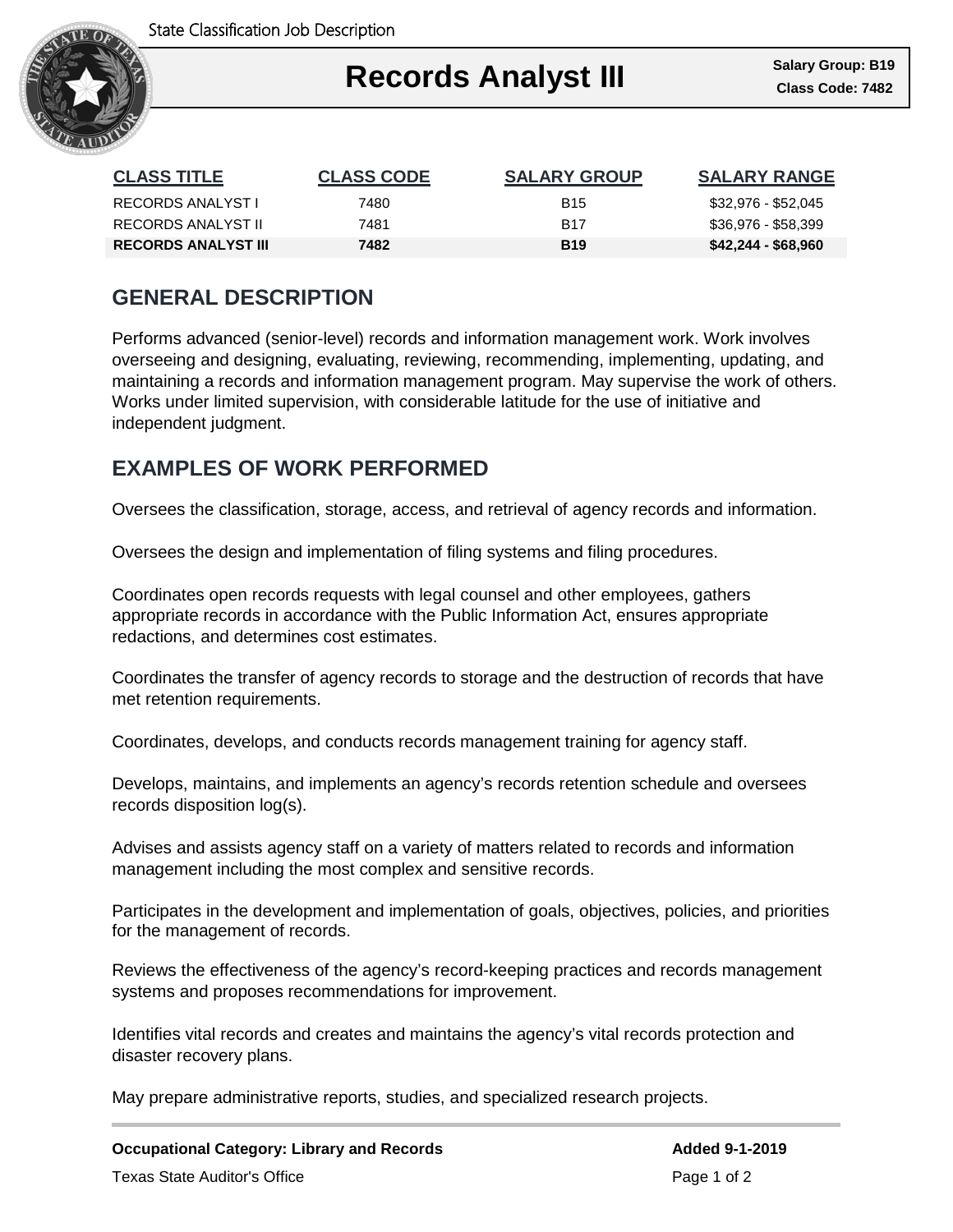# Records Analyst III

**Salary Group: B19**
**Class Code: 7482**

| CLASS TITLE | CLASS CODE | SALARY GROUP | SALARY RANGE |
|---|---|---|---|
| RECORDS ANALYST I | 7480 | B15 | $32,976 - $52,045 |
| RECORDS ANALYST II | 7481 | B17 | $36,976 - $58,399 |
| **RECORDS ANALYST III** | **7482** | **B19** | **$42,244 - $68,960** |

## GENERAL DESCRIPTION

Performs advanced (senior-level) records and information management work. Work involves overseeing and designing, evaluating, reviewing, recommending, implementing, updating, and maintaining a records and information management program. May supervise the work of others. Works under limited supervision, with considerable latitude for the use of initiative and independent judgment.

## EXAMPLES OF WORK PERFORMED

Oversees the classification, storage, access, and retrieval of agency records and information.

Oversees the design and implementation of filing systems and filing procedures.

Coordinates open records requests with legal counsel and other employees, gathers appropriate records in accordance with the Public Information Act, ensures appropriate redactions, and determines cost estimates.

Coordinates the transfer of agency records to storage and the destruction of records that have met retention requirements.

Coordinates, develops, and conducts records management training for agency staff.

Develops, maintains, and implements an agency's records retention schedule and oversees records disposition log(s).

Advises and assists agency staff on a variety of matters related to records and information management including the most complex and sensitive records.

Participates in the development and implementation of goals, objectives, policies, and priorities for the management of records.

Reviews the effectiveness of the agency's record-keeping practices and records management systems and proposes recommendations for improvement.

Identifies vital records and creates and maintains the agency's vital records protection and disaster recovery plans.

May prepare administrative reports, studies, and specialized research projects.

**Occupational Category: Library and Records**

**Added 9-1-2019**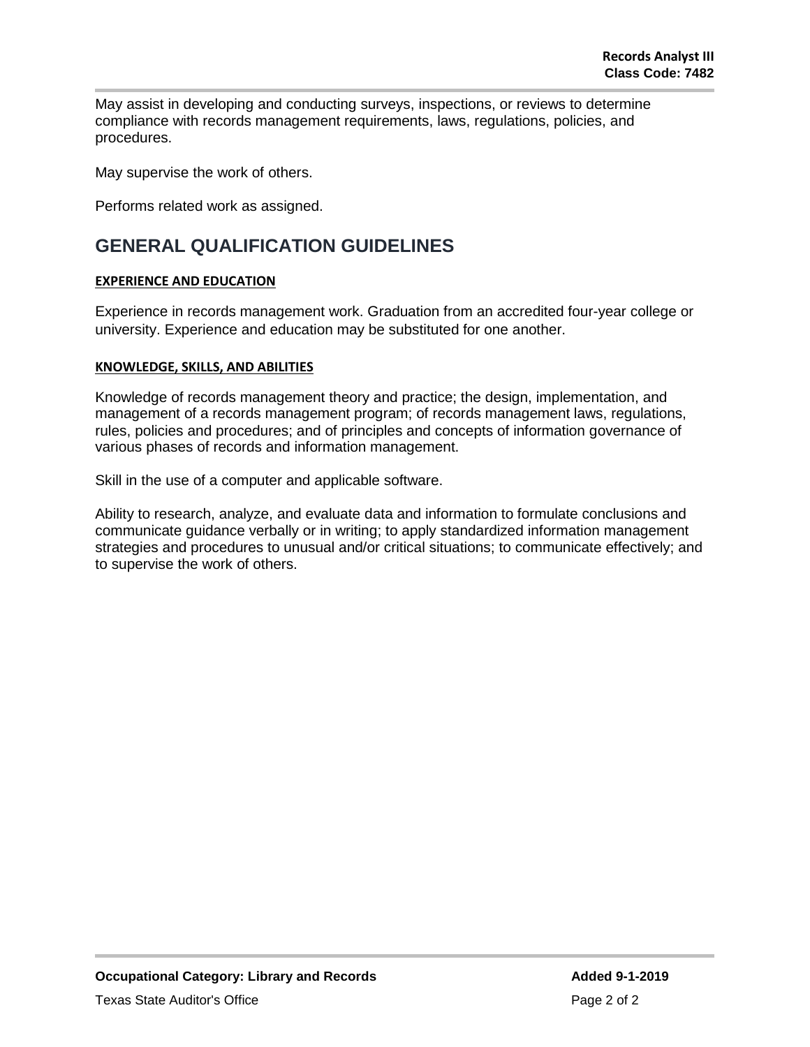May assist in developing and conducting surveys, inspections, or reviews to determine compliance with records management requirements, laws, regulations, policies, and procedures.

May supervise the work of others.

Performs related work as assigned.

## GENERAL QUALIFICATION GUIDELINES

### EXPERIENCE AND EDUCATION

Experience in records management work. Graduation from an accredited four-year college or university. Experience and education may be substituted for one another.

### KNOWLEDGE, SKILLS, AND ABILITIES

Knowledge of records management theory and practice; the design, implementation, and management of a records management program; of records management laws, regulations, rules, policies and procedures; and of principles and concepts of information governance of various phases of records and information management.

Skill in the use of a computer and applicable software.

Ability to research, analyze, and evaluate data and information to formulate conclusions and communicate guidance verbally or in writing; to apply standardized information management strategies and procedures to unusual and/or critical situations; to communicate effectively; and to supervise the work of others.